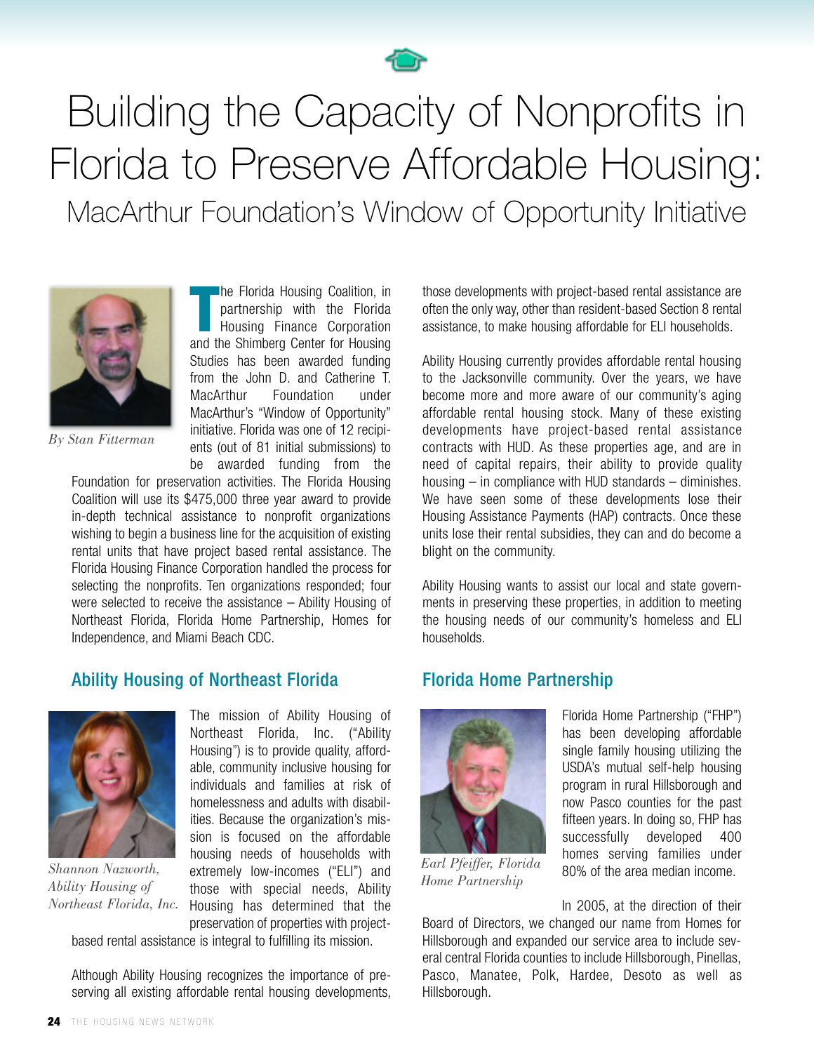# Building the Capacity of Nonprofits in Florida to Preserve Affordable Housing:

## MacArthur Foundation's Window of Opportunity Initiative

*By Stan Fitterman*

The Florida Housing Coalition, in partnership with the Florida Housing Finance Corporation and the Shimberg Center for Housing Studies has been awarded funding from the John D. and Catherine T. MacArthur Foundation under MacArthur's "Window of Opportunity" initiative. Florida was one of 12 recipients (out of 81 initial submissions) to be awarded funding from the Foundation for preservation activities. The Florida Housing Coalition will use its $475,000 three year award to provide in-depth technical assistance to nonprofit organizations wishing to begin a business line for the acquisition of existing rental units that have project based rental assistance. The Florida Housing Finance Corporation handled the process for selecting the nonprofits. Ten organizations responded; four were selected to receive the assistance – Ability Housing of Northeast Florida, Florida Home Partnership, Homes for Independence, and Miami Beach CDC.

### Ability Housing of Northeast Florida

*Shannon Nazworth, Ability Housing of Northeast Florida, Inc.*

The mission of Ability Housing of Northeast Florida, Inc. ("Ability Housing") is to provide quality, affordable, community inclusive housing for individuals and families at risk of homelessness and adults with disabilities. Because the organization's mission is focused on the affordable housing needs of households with extremely low-incomes ("ELI") and those with special needs, Ability Housing has determined that the preservation of properties with project-based rental assistance is integral to fulfilling its mission.

Although Ability Housing recognizes the importance of preserving all existing affordable rental housing developments, those developments with project-based rental assistance are often the only way, other than resident-based Section 8 rental assistance, to make housing affordable for ELI households.

Ability Housing currently provides affordable rental housing to the Jacksonville community. Over the years, we have become more and more aware of our community's aging affordable rental housing stock. Many of these existing developments have project-based rental assistance contracts with HUD. As these properties age, and are in need of capital repairs, their ability to provide quality housing – in compliance with HUD standards – diminishes. We have seen some of these developments lose their Housing Assistance Payments (HAP) contracts. Once these units lose their rental subsidies, they can and do become a blight on the community.

Ability Housing wants to assist our local and state governments in preserving these properties, in addition to meeting the housing needs of our community's homeless and ELI households.

### Florida Home Partnership

*Earl Pfeiffer, Florida Home Partnership*

Florida Home Partnership ("FHP") has been developing affordable single family housing utilizing the USDA's mutual self-help housing program in rural Hillsborough and now Pasco counties for the past fifteen years. In doing so, FHP has successfully developed 400 homes serving families under 80% of the area median income.

In 2005, at the direction of their Board of Directors, we changed our name from Homes for Hillsborough and expanded our service area to include several central Florida counties to include Hillsborough, Pinellas, Pasco, Manatee, Polk, Hardee, Desoto as well as Hillsborough.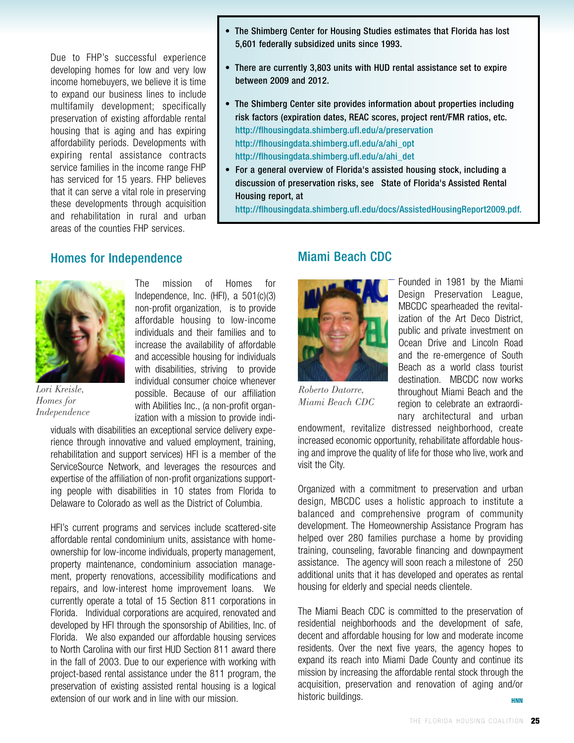Due to FHP's successful experience developing homes for low and very low income homebuyers, we believe it is time to expand our business lines to include multifamily development; specifically preservation of existing affordable rental housing that is aging and has expiring affordability periods. Developments with expiring rental assistance contracts service families in the income range FHP has serviced for 15 years. FHP believes that it can serve a vital role in preserving these developments through acquisition and rehabilitation in rural and urban areas of the counties FHP services.

- **The Shimberg Center for Housing Studies estimates that Florida has lost 5,601 federally subsidized units since 1993.**
- **There are currently 3,803 units with HUD rental assistance set to expire between 2009 and 2012.**
- **The Shimberg Center site provides information about properties including risk factors (expiration dates, REAC scores, project rent/FMR ratios, etc.**
  **http://flhousingdata.shimberg.ufl.edu/a/preservation**
  **http://flhousingdata.shimberg.ufl.edu/a/ahi_opt**
  **http://flhousingdata.shimberg.ufl.edu/a/ahi_det**
- **For a general overview of Florida's assisted housing stock, including a discussion of preservation risks, see State of Florida's Assisted Rental Housing report, at**
  **http://flhousingdata.shimberg.ufl.edu/docs/AssistedHousingReport2009.pdf.**

## Homes for Independence

*Lori Kreisle, Homes for Independence*

The mission of Homes for Independence, Inc. (HFI), a 501(c)(3) non-profit organization, is to provide affordable housing to low-income individuals and their families and to increase the availability of affordable and accessible housing for individuals with disabilities, striving to provide individual consumer choice whenever possible. Because of our affiliation with Abilities Inc., (a non-profit organization with a mission to provide individuals with disabilities an exceptional service delivery experience through innovative and valued employment, training, rehabilitation and support services) HFI is a member of the ServiceSource Network, and leverages the resources and expertise of the affiliation of non-profit organizations supporting people with disabilities in 10 states from Florida to Delaware to Colorado as well as the District of Columbia.

HFI's current programs and services include scattered-site affordable rental condominium units, assistance with homeownership for low-income individuals, property management, property maintenance, condominium association management, property renovations, accessibility modifications and repairs, and low-interest home improvement loans. We currently operate a total of 15 Section 811 corporations in Florida. Individual corporations are acquired, renovated and developed by HFI through the sponsorship of Abilities, Inc. of Florida. We also expanded our affordable housing services to North Carolina with our first HUD Section 811 award there in the fall of 2003. Due to our experience with working with project-based rental assistance under the 811 program, the preservation of existing assisted rental housing is a logical extension of our work and in line with our mission.

## Miami Beach CDC

*Roberto Datorre, Miami Beach CDC*

Founded in 1981 by the Miami Design Preservation League, MBCDC spearheaded the revitalization of the Art Deco District, public and private investment on Ocean Drive and Lincoln Road and the re-emergence of South Beach as a world class tourist destination. MBCDC now works throughout Miami Beach and the region to celebrate an extraordinary architectural and urban endowment, revitalize distressed neighborhood, create increased economic opportunity, rehabilitate affordable housing and improve the quality of life for those who live, work and visit the City.

Organized with a commitment to preservation and urban design, MBCDC uses a holistic approach to institute a balanced and comprehensive program of community development. The Homeownership Assistance Program has helped over 280 families purchase a home by providing training, counseling, favorable financing and downpayment assistance. The agency will soon reach a milestone of 250 additional units that it has developed and operates as rental housing for elderly and special needs clientele.

The Miami Beach CDC is committed to the preservation of residential neighborhoods and the development of safe, decent and affordable housing for low and moderate income residents. Over the next five years, the agency hopes to expand its reach into Miami Dade County and continue its mission by increasing the affordable rental stock through the acquisition, preservation and renovation of aging and/or historic buildings. **HNN**